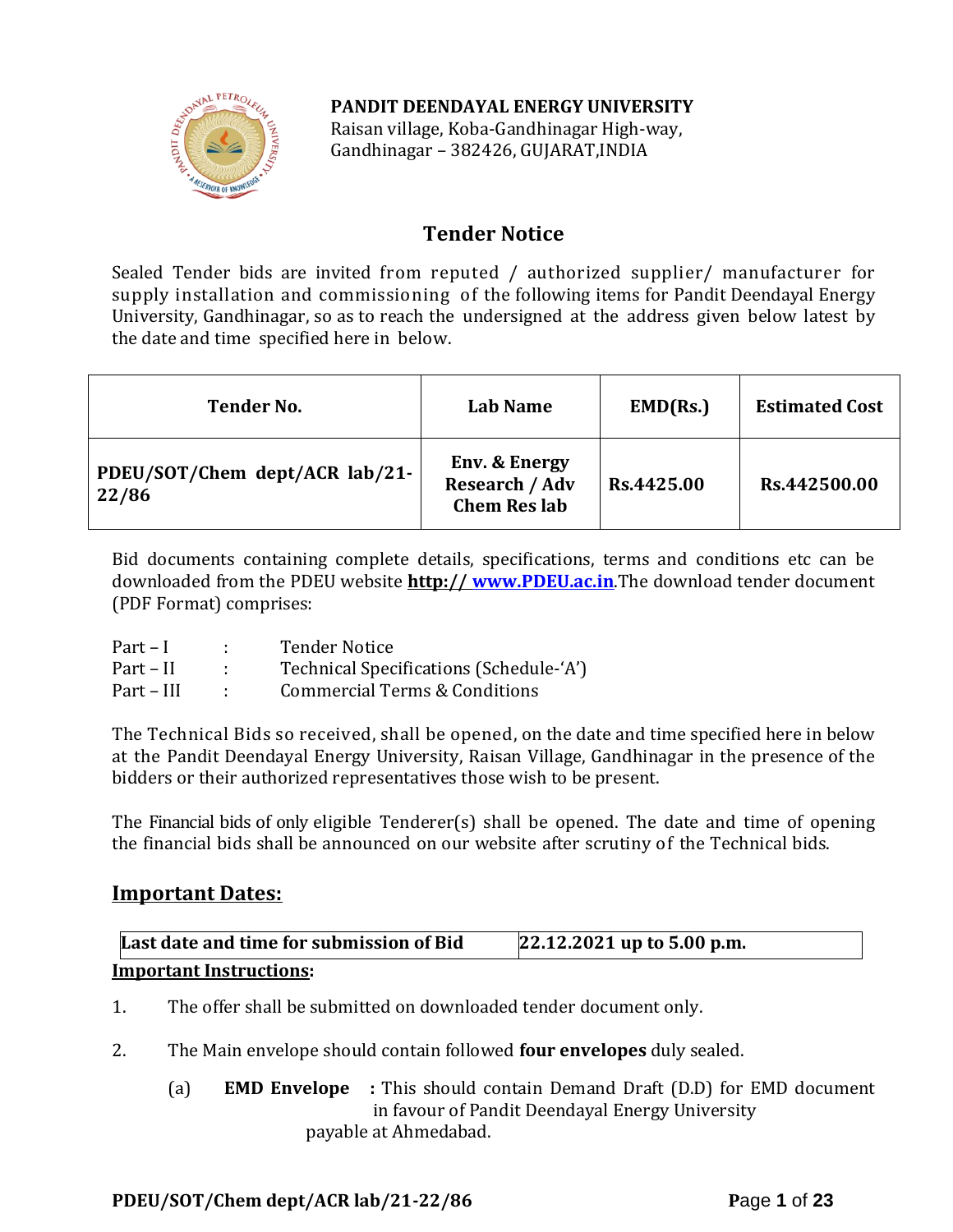**PANDIT DEENDAYAL ENERGY UNIVERSITY**
Raisan village, Koba-Gandhinagar High-way,
Gandhinagar – 382426, GUJARAT,INDIA

# Tender Notice

Sealed Tender bids are invited from reputed / authorized supplier/ manufacturer for supply installation and commissioning of the following items for Pandit Deendayal Energy University, Gandhinagar, so as to reach the undersigned at the address given below latest by the date and time specified here in below.

| Tender No. | Lab Name | EMD(Rs.) | Estimated Cost |
|---|---|---|---|
| **PDEU/SOT/Chem dept/ACR lab/21-22/86** | **Env. & Energy Research / Adv Chem Res lab** | **Rs.4425.00** | **Rs.442500.00** |

Bid documents containing complete details, specifications, terms and conditions etc can be downloaded from the PDEU website **http:// www.PDEU.ac.in**.The download tender document (PDF Format) comprises:

Part – I : Tender Notice
Part – II : Technical Specifications (Schedule-'A')
Part – III : Commercial Terms & Conditions

The Technical Bids so received, shall be opened, on the date and time specified here in below at the Pandit Deendayal Energy University, Raisan Village, Gandhinagar in the presence of the bidders or their authorized representatives those wish to be present.

The Financial bids of only eligible Tenderer(s) shall be opened. The date and time of opening the financial bids shall be announced on our website after scrutiny of the Technical bids.

## Important Dates:

| Last date and time for submission of Bid | 22.12.2021 up to 5.00 p.m. |
|---|---|

**Important Instructions:**

1. The offer shall be submitted on downloaded tender document only.
2. The Main envelope should contain followed **four envelopes** duly sealed.
   (a) **EMD Envelope** : This should contain Demand Draft (D.D) for EMD document in favour of Pandit Deendayal Energy University payable at Ahmedabad.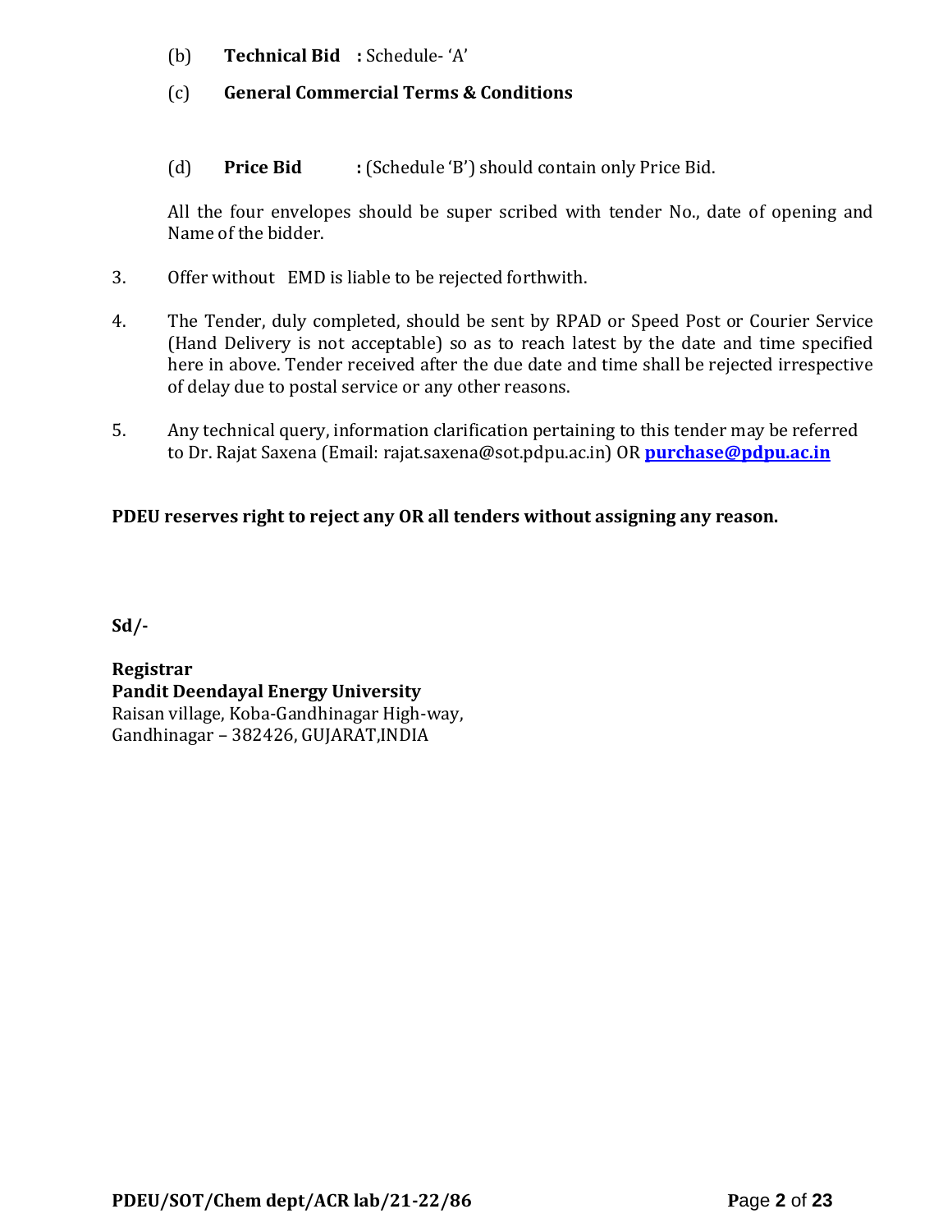(b) **Technical Bid** : Schedule- 'A'

(c) **General Commercial Terms & Conditions**

(d) **Price Bid** : (Schedule 'B') should contain only Price Bid.

All the four envelopes should be super scribed with tender No., date of opening and Name of the bidder.

3. Offer without EMD is liable to be rejected forthwith.

4. The Tender, duly completed, should be sent by RPAD or Speed Post or Courier Service (Hand Delivery is not acceptable) so as to reach latest by the date and time specified here in above. Tender received after the due date and time shall be rejected irrespective of delay due to postal service or any other reasons.

5. Any technical query, information clarification pertaining to this tender may be referred to Dr. Rajat Saxena (Email: rajat.saxena@sot.pdpu.ac.in) OR **purchase@pdpu.ac.in**

**PDEU reserves right to reject any OR all tenders without assigning any reason.**

**Sd/-**

**Registrar**
**Pandit Deendayal Energy University**
Raisan village, Koba-Gandhinagar High-way,
Gandhinagar – 382426, GUJARAT,INDIA

**PDEU/SOT/Chem dept/ACR lab/21-22/86**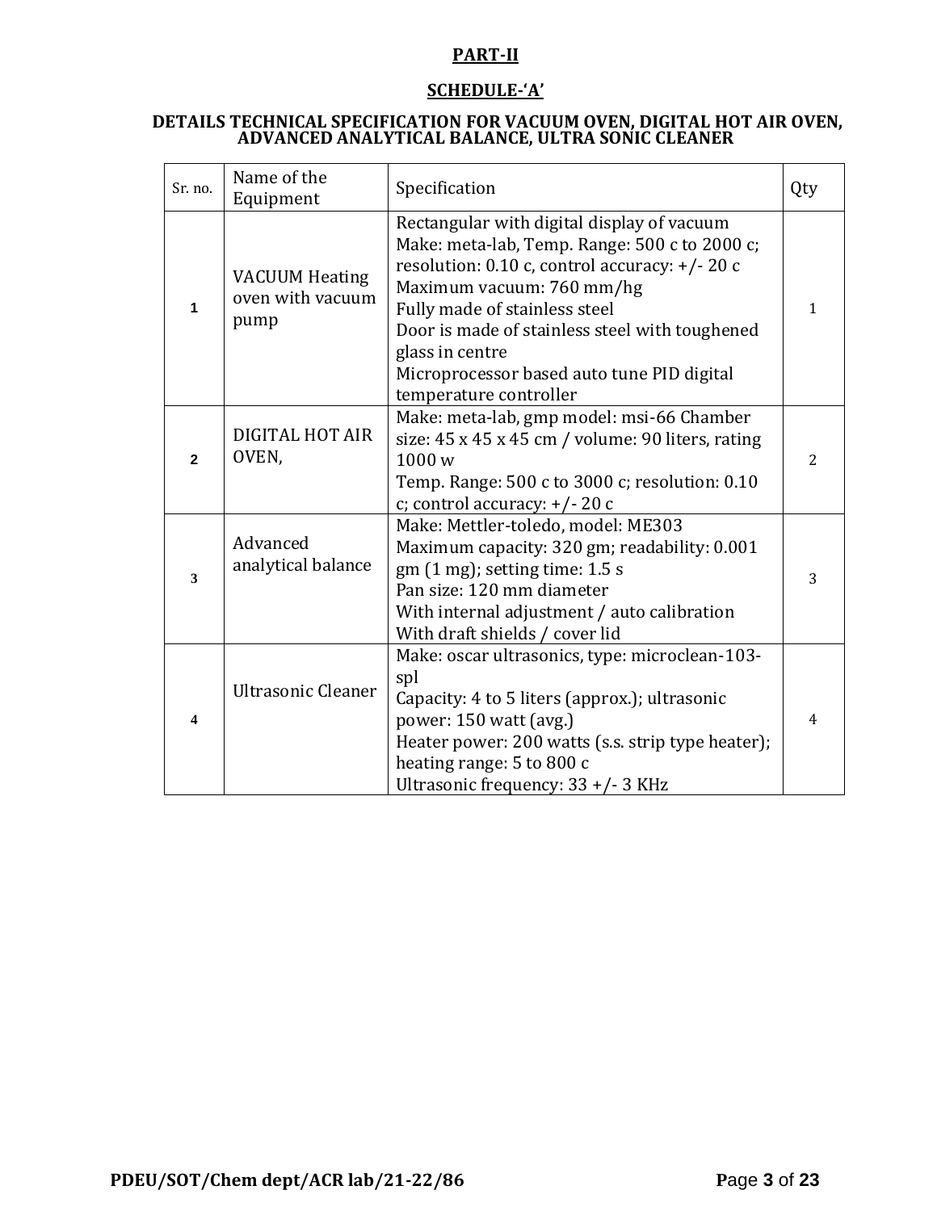## PART-II

## SCHEDULE-'A'

### DETAILS TECHNICAL SPECIFICATION FOR VACUUM OVEN, DIGITAL HOT AIR OVEN, ADVANCED ANALYTICAL BALANCE, ULTRA SONIC CLEANER

| Sr. no. | Name of the Equipment | Specification | Qty |
|---|---|---|---|
| 1 | VACUUM Heating oven with vacuum pump | Rectangular with digital display of vacuum<br>Make: meta-lab, Temp. Range: 500 c to 2000 c; resolution: 0.10 c, control accuracy: +/- 20 c<br>Maximum vacuum: 760 mm/hg<br>Fully made of stainless steel<br>Door is made of stainless steel with toughened glass in centre<br>Microprocessor based auto tune PID digital temperature controller | 1 |
| 2 | DIGITAL HOT AIR OVEN, | Make: meta-lab, gmp model: msi-66 Chamber size: 45 x 45 x 45 cm / volume: 90 liters, rating 1000 w<br>Temp. Range: 500 c to 3000 c; resolution: 0.10 c; control accuracy: +/- 20 c | 2 |
| 3 | Advanced analytical balance | Make: Mettler-toledo, model: ME303<br>Maximum capacity: 320 gm; readability: 0.001 gm (1 mg); setting time: 1.5 s<br>Pan size: 120 mm diameter<br>With internal adjustment / auto calibration<br>With draft shields / cover lid | 3 |
| 4 | Ultrasonic Cleaner | Make: oscar ultrasonics, type: microclean-103-spl<br>Capacity: 4 to 5 liters (approx.); ultrasonic power: 150 watt (avg.)<br>Heater power: 200 watts (s.s. strip type heater); heating range: 5 to 800 c<br>Ultrasonic frequency: 33 +/- 3 KHz | 4 |

PDEU/SOT/Chem dept/ACR lab/21-22/86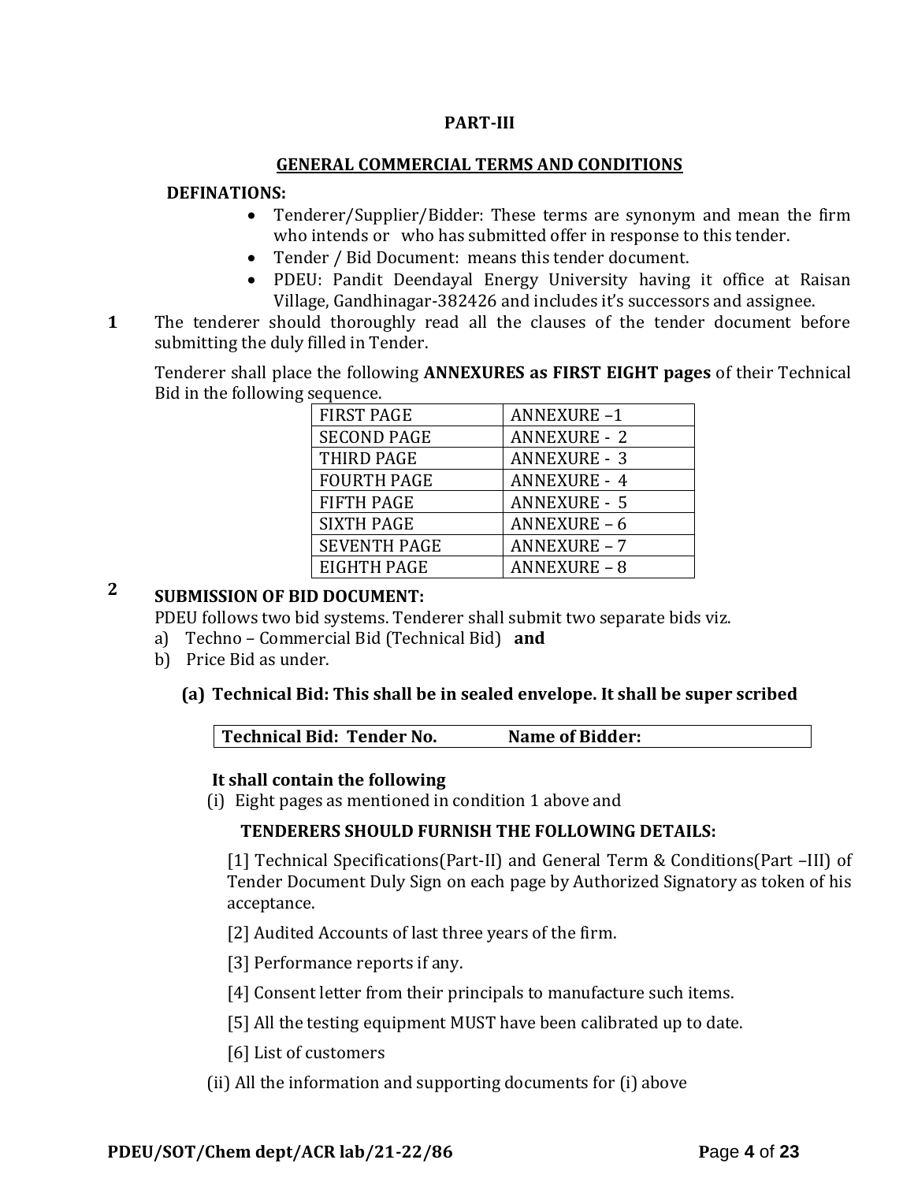## PART-III

## GENERAL COMMERCIAL TERMS AND CONDITIONS

**DEFINATIONS:**

- Tenderer/Supplier/Bidder: These terms are synonym and mean the firm who intends or who has submitted offer in response to this tender.
- Tender / Bid Document: means this tender document.
- PDEU: Pandit Deendayal Energy University having it office at Raisan Village, Gandhinagar-382426 and includes it's successors and assignee.

**1** The tenderer should thoroughly read all the clauses of the tender document before submitting the duly filled in Tender.

Tenderer shall place the following **ANNEXURES as FIRST EIGHT pages** of their Technical Bid in the following sequence.

| FIRST PAGE | ANNEXURE –1 |
|---|---|
| SECOND PAGE | ANNEXURE - 2 |
| THIRD PAGE | ANNEXURE - 3 |
| FOURTH PAGE | ANNEXURE - 4 |
| FIFTH PAGE | ANNEXURE - 5 |
| SIXTH PAGE | ANNEXURE – 6 |
| SEVENTH PAGE | ANNEXURE – 7 |
| EIGHTH PAGE | ANNEXURE – 8 |

**2** **SUBMISSION OF BID DOCUMENT:**

PDEU follows two bid systems. Tenderer shall submit two separate bids viz.

a) Techno – Commercial Bid (Technical Bid) **and**
b) Price Bid as under.

**(a) Technical Bid: This shall be in sealed envelope. It shall be super scribed**

| **Technical Bid: Tender No.** | **Name of Bidder:** |
|---|---|

**It shall contain the following**

(i) Eight pages as mentioned in condition 1 above and

**TENDERERS SHOULD FURNISH THE FOLLOWING DETAILS:**

[1] Technical Specifications(Part-II) and General Term & Conditions(Part –III) of Tender Document Duly Sign on each page by Authorized Signatory as token of his acceptance.

[2] Audited Accounts of last three years of the firm.

[3] Performance reports if any.

[4] Consent letter from their principals to manufacture such items.

[5] All the testing equipment MUST have been calibrated up to date.

[6] List of customers

(ii) All the information and supporting documents for (i) above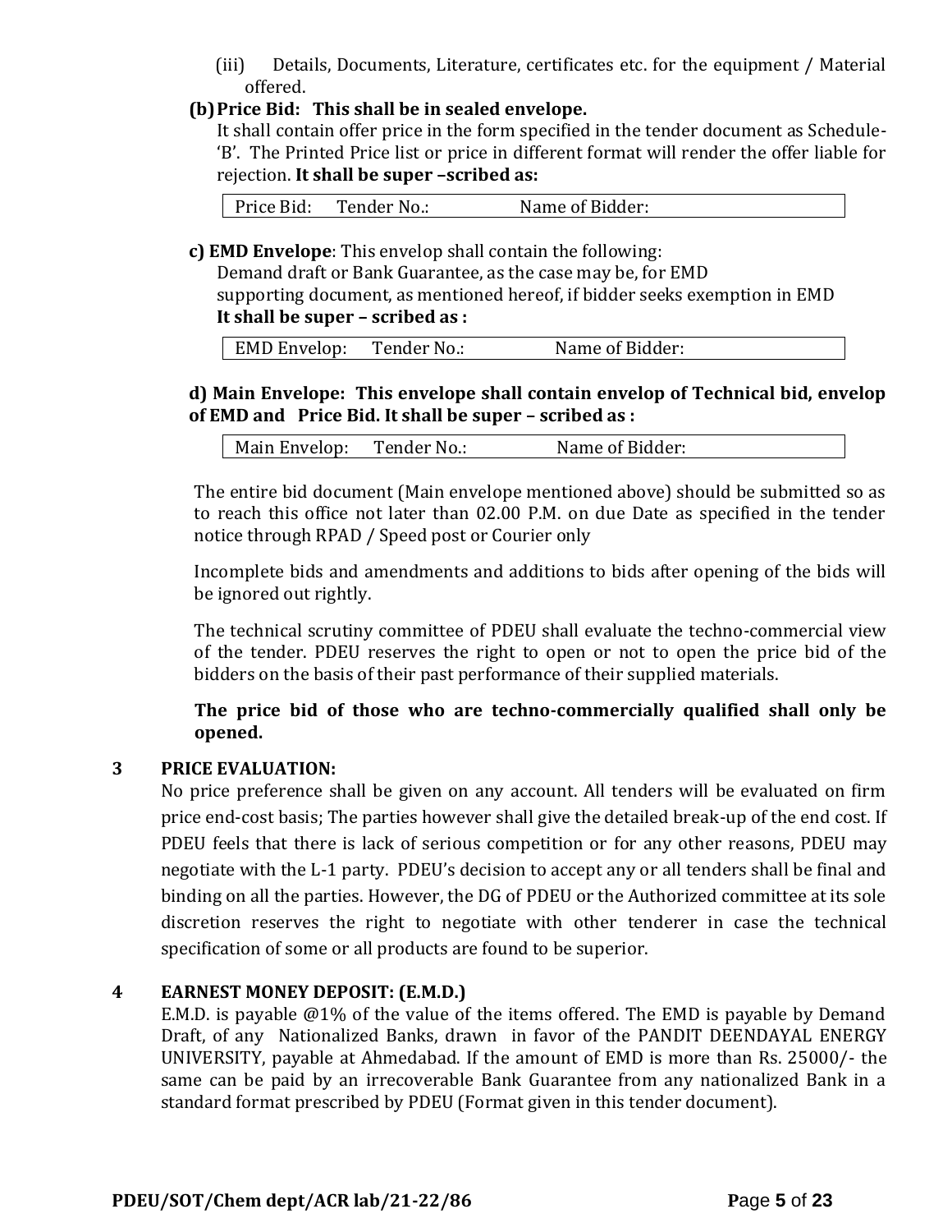(iii) Details, Documents, Literature, certificates etc. for the equipment / Material offered.

**(b) Price Bid: This shall be in sealed envelope.**

It shall contain offer price in the form specified in the tender document as Schedule-'B'. The Printed Price list or price in different format will render the offer liable for rejection. **It shall be super –scribed as:**

| Price Bid: Tender No.: Name of Bidder: |
|---|

**c) EMD Envelope**: This envelop shall contain the following:

Demand draft or Bank Guarantee, as the case may be, for EMD

supporting document, as mentioned hereof, if bidder seeks exemption in EMD

**It shall be super – scribed as :**

| EMD Envelop: Tender No.: Name of Bidder: |
|---|

**d) Main Envelope: This envelope shall contain envelop of Technical bid, envelop of EMD and Price Bid. It shall be super – scribed as :**

| Main Envelop: Tender No.: Name of Bidder: |
|---|

The entire bid document (Main envelope mentioned above) should be submitted so as to reach this office not later than 02.00 P.M. on due Date as specified in the tender notice through RPAD / Speed post or Courier only

Incomplete bids and amendments and additions to bids after opening of the bids will be ignored out rightly.

The technical scrutiny committee of PDEU shall evaluate the techno-commercial view of the tender. PDEU reserves the right to open or not to open the price bid of the bidders on the basis of their past performance of their supplied materials.

**The price bid of those who are techno-commercially qualified shall only be opened.**

## 3 PRICE EVALUATION:

No price preference shall be given on any account. All tenders will be evaluated on firm price end-cost basis; The parties however shall give the detailed break-up of the end cost. If PDEU feels that there is lack of serious competition or for any other reasons, PDEU may negotiate with the L-1 party. PDEU's decision to accept any or all tenders shall be final and binding on all the parties. However, the DG of PDEU or the Authorized committee at its sole discretion reserves the right to negotiate with other tenderer in case the technical specification of some or all products are found to be superior.

## 4 EARNEST MONEY DEPOSIT: (E.M.D.)

E.M.D. is payable @1% of the value of the items offered. The EMD is payable by Demand Draft, of any Nationalized Banks, drawn in favor of the PANDIT DEENDAYAL ENERGY UNIVERSITY, payable at Ahmedabad. If the amount of EMD is more than Rs. 25000/- the same can be paid by an irrecoverable Bank Guarantee from any nationalized Bank in a standard format prescribed by PDEU (Format given in this tender document).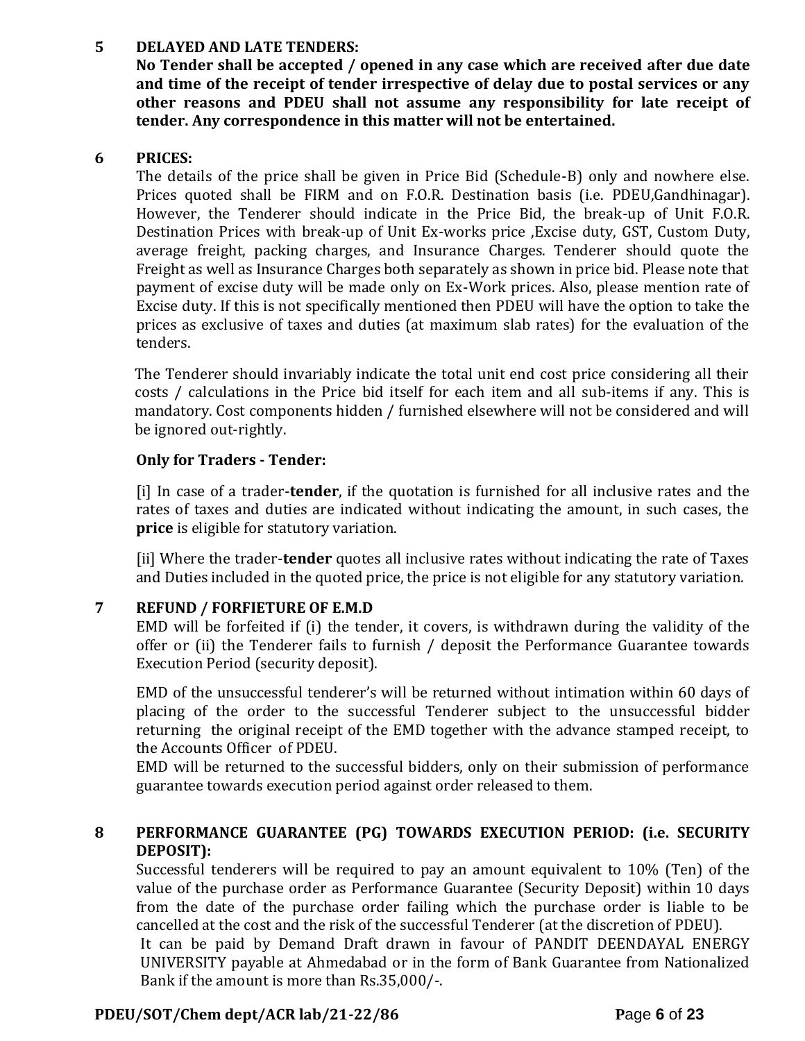## 5 DELAYED AND LATE TENDERS:

**No Tender shall be accepted / opened in any case which are received after due date and time of the receipt of tender irrespective of delay due to postal services or any other reasons and PDEU shall not assume any responsibility for late receipt of tender. Any correspondence in this matter will not be entertained.**

## 6 PRICES:

The details of the price shall be given in Price Bid (Schedule-B) only and nowhere else. Prices quoted shall be FIRM and on F.O.R. Destination basis (i.e. PDEU,Gandhinagar). However, the Tenderer should indicate in the Price Bid, the break-up of Unit F.O.R. Destination Prices with break-up of Unit Ex-works price ,Excise duty, GST, Custom Duty, average freight, packing charges, and Insurance Charges. Tenderer should quote the Freight as well as Insurance Charges both separately as shown in price bid. Please note that payment of excise duty will be made only on Ex-Work prices. Also, please mention rate of Excise duty. If this is not specifically mentioned then PDEU will have the option to take the prices as exclusive of taxes and duties (at maximum slab rates) for the evaluation of the tenders.

The Tenderer should invariably indicate the total unit end cost price considering all their costs / calculations in the Price bid itself for each item and all sub-items if any. This is mandatory. Cost components hidden / furnished elsewhere will not be considered and will be ignored out-rightly.

**Only for Traders - Tender:**

[i] In case of a trader-**tender**, if the quotation is furnished for all inclusive rates and the rates of taxes and duties are indicated without indicating the amount, in such cases, the **price** is eligible for statutory variation.

[ii] Where the trader-**tender** quotes all inclusive rates without indicating the rate of Taxes and Duties included in the quoted price, the price is not eligible for any statutory variation.

## 7 REFUND / FORFIETURE OF E.M.D

EMD will be forfeited if (i) the tender, it covers, is withdrawn during the validity of the offer or (ii) the Tenderer fails to furnish / deposit the Performance Guarantee towards Execution Period (security deposit).

EMD of the unsuccessful tenderer's will be returned without intimation within 60 days of placing of the order to the successful Tenderer subject to the unsuccessful bidder returning the original receipt of the EMD together with the advance stamped receipt, to the Accounts Officer of PDEU.

EMD will be returned to the successful bidders, only on their submission of performance guarantee towards execution period against order released to them.

## 8 PERFORMANCE GUARANTEE (PG) TOWARDS EXECUTION PERIOD: (i.e. SECURITY DEPOSIT):

Successful tenderers will be required to pay an amount equivalent to 10% (Ten) of the value of the purchase order as Performance Guarantee (Security Deposit) within 10 days from the date of the purchase order failing which the purchase order is liable to be cancelled at the cost and the risk of the successful Tenderer (at the discretion of PDEU).

It can be paid by Demand Draft drawn in favour of PANDIT DEENDAYAL ENERGY UNIVERSITY payable at Ahmedabad or in the form of Bank Guarantee from Nationalized Bank if the amount is more than Rs.35,000/-.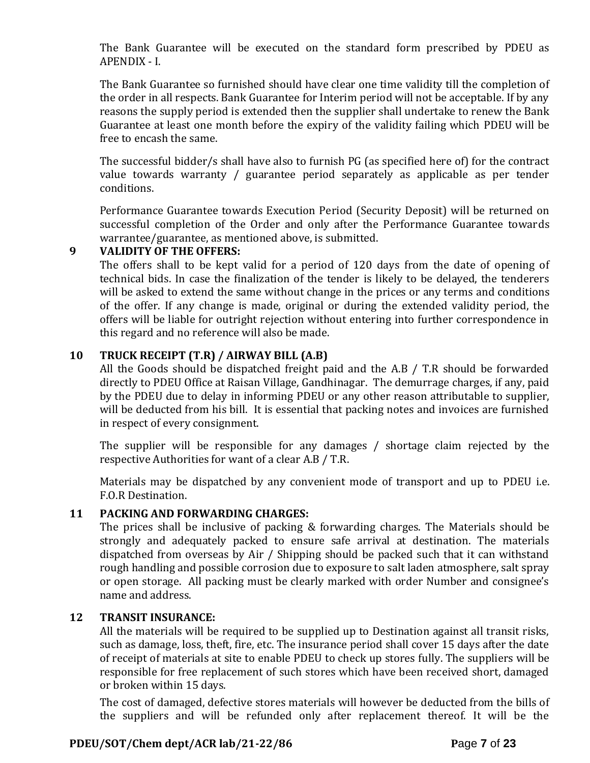The Bank Guarantee will be executed on the standard form prescribed by PDEU as APENDIX - I.

The Bank Guarantee so furnished should have clear one time validity till the completion of the order in all respects. Bank Guarantee for Interim period will not be acceptable. If by any reasons the supply period is extended then the supplier shall undertake to renew the Bank Guarantee at least one month before the expiry of the validity failing which PDEU will be free to encash the same.

The successful bidder/s shall have also to furnish PG (as specified here of) for the contract value towards warranty / guarantee period separately as applicable as per tender conditions.

Performance Guarantee towards Execution Period (Security Deposit) will be returned on successful completion of the Order and only after the Performance Guarantee towards warrantee/guarantee, as mentioned above, is submitted.

## 9 VALIDITY OF THE OFFERS:

The offers shall to be kept valid for a period of 120 days from the date of opening of technical bids. In case the finalization of the tender is likely to be delayed, the tenderers will be asked to extend the same without change in the prices or any terms and conditions of the offer. If any change is made, original or during the extended validity period, the offers will be liable for outright rejection without entering into further correspondence in this regard and no reference will also be made.

## 10 TRUCK RECEIPT (T.R) / AIRWAY BILL (A.B)

All the Goods should be dispatched freight paid and the A.B / T.R should be forwarded directly to PDEU Office at Raisan Village, Gandhinagar. The demurrage charges, if any, paid by the PDEU due to delay in informing PDEU or any other reason attributable to supplier, will be deducted from his bill. It is essential that packing notes and invoices are furnished in respect of every consignment.

The supplier will be responsible for any damages / shortage claim rejected by the respective Authorities for want of a clear A.B / T.R.

Materials may be dispatched by any convenient mode of transport and up to PDEU i.e. F.O.R Destination.

## 11 PACKING AND FORWARDING CHARGES:

The prices shall be inclusive of packing & forwarding charges. The Materials should be strongly and adequately packed to ensure safe arrival at destination. The materials dispatched from overseas by Air / Shipping should be packed such that it can withstand rough handling and possible corrosion due to exposure to salt laden atmosphere, salt spray or open storage. All packing must be clearly marked with order Number and consignee's name and address.

## 12 TRANSIT INSURANCE:

All the materials will be required to be supplied up to Destination against all transit risks, such as damage, loss, theft, fire, etc. The insurance period shall cover 15 days after the date of receipt of materials at site to enable PDEU to check up stores fully. The suppliers will be responsible for free replacement of such stores which have been received short, damaged or broken within 15 days.

The cost of damaged, defective stores materials will however be deducted from the bills of the suppliers and will be refunded only after replacement thereof. It will be the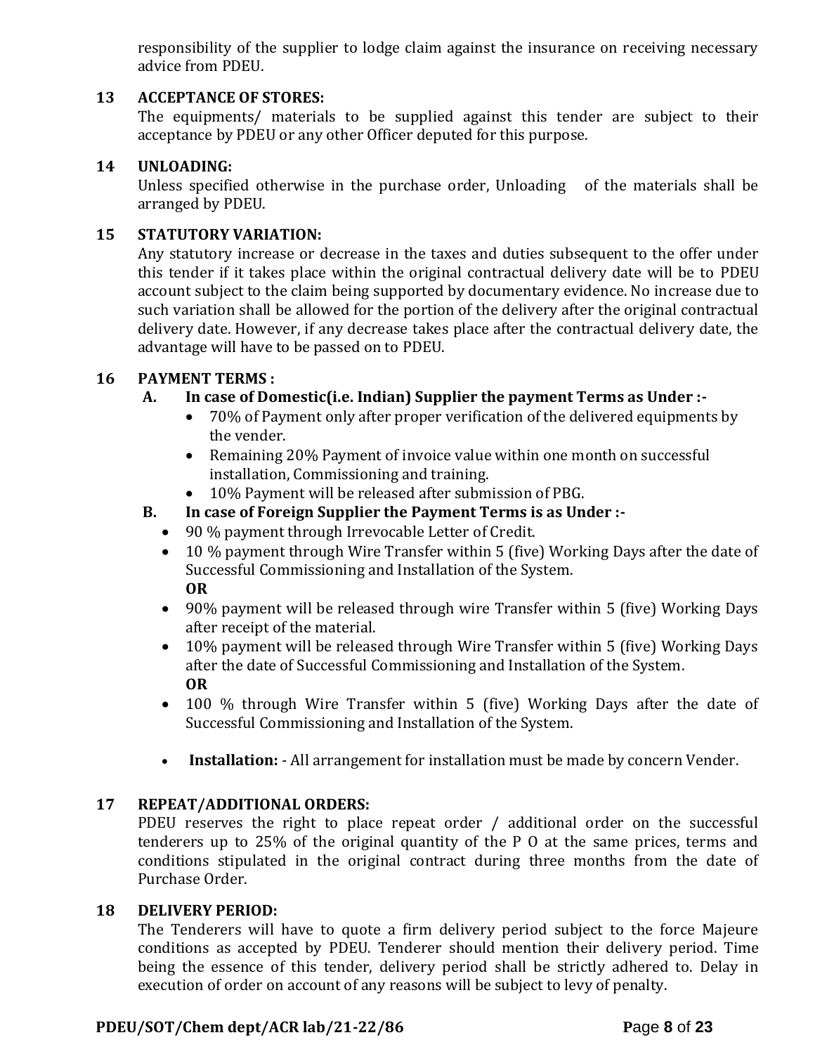responsibility of the supplier to lodge claim against the insurance on receiving necessary advice from PDEU.

### 13 ACCEPTANCE OF STORES:

The equipments/ materials to be supplied against this tender are subject to their acceptance by PDEU or any other Officer deputed for this purpose.

### 14 UNLOADING:

Unless specified otherwise in the purchase order, Unloading of the materials shall be arranged by PDEU.

### 15 STATUTORY VARIATION:

Any statutory increase or decrease in the taxes and duties subsequent to the offer under this tender if it takes place within the original contractual delivery date will be to PDEU account subject to the claim being supported by documentary evidence. No increase due to such variation shall be allowed for the portion of the delivery after the original contractual delivery date. However, if any decrease takes place after the contractual delivery date, the advantage will have to be passed on to PDEU.

### 16 PAYMENT TERMS :

**A. In case of Domestic(i.e. Indian) Supplier the payment Terms as Under :-**

- 70% of Payment only after proper verification of the delivered equipments by the vender.
- Remaining 20% Payment of invoice value within one month on successful installation, Commissioning and training.
- 10% Payment will be released after submission of PBG.

**B. In case of Foreign Supplier the Payment Terms is as Under :-**

- 90 % payment through Irrevocable Letter of Credit.
- 10 % payment through Wire Transfer within 5 (five) Working Days after the date of Successful Commissioning and Installation of the System.
  **OR**
- 90% payment will be released through wire Transfer within 5 (five) Working Days after receipt of the material.
- 10% payment will be released through Wire Transfer within 5 (five) Working Days after the date of Successful Commissioning and Installation of the System.
  **OR**
- 100 % through Wire Transfer within 5 (five) Working Days after the date of Successful Commissioning and Installation of the System.

- **Installation:** - All arrangement for installation must be made by concern Vender.

### 17 REPEAT/ADDITIONAL ORDERS:

PDEU reserves the right to place repeat order / additional order on the successful tenderers up to 25% of the original quantity of the P O at the same prices, terms and conditions stipulated in the original contract during three months from the date of Purchase Order.

### 18 DELIVERY PERIOD:

The Tenderers will have to quote a firm delivery period subject to the force Majeure conditions as accepted by PDEU. Tenderer should mention their delivery period. Time being the essence of this tender, delivery period shall be strictly adhered to. Delay in execution of order on account of any reasons will be subject to levy of penalty.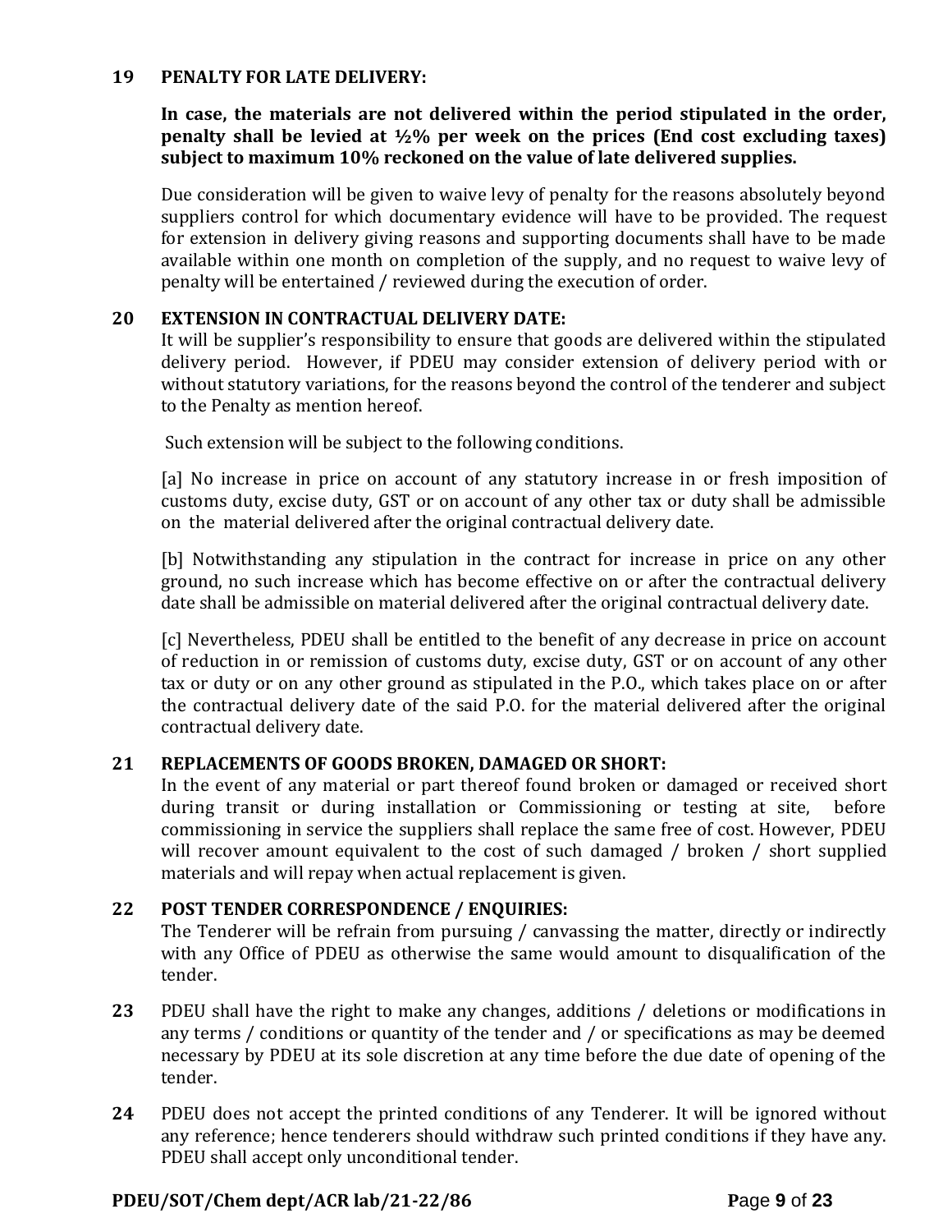**19 PENALTY FOR LATE DELIVERY:**

**In case, the materials are not delivered within the period stipulated in the order, penalty shall be levied at ½% per week on the prices (End cost excluding taxes) subject to maximum 10% reckoned on the value of late delivered supplies.**

Due consideration will be given to waive levy of penalty for the reasons absolutely beyond suppliers control for which documentary evidence will have to be provided. The request for extension in delivery giving reasons and supporting documents shall have to be made available within one month on completion of the supply, and no request to waive levy of penalty will be entertained / reviewed during the execution of order.

**20 EXTENSION IN CONTRACTUAL DELIVERY DATE:**

It will be supplier's responsibility to ensure that goods are delivered within the stipulated delivery period. However, if PDEU may consider extension of delivery period with or without statutory variations, for the reasons beyond the control of the tenderer and subject to the Penalty as mention hereof.

Such extension will be subject to the following conditions.

[a] No increase in price on account of any statutory increase in or fresh imposition of customs duty, excise duty, GST or on account of any other tax or duty shall be admissible on the material delivered after the original contractual delivery date.

[b] Notwithstanding any stipulation in the contract for increase in price on any other ground, no such increase which has become effective on or after the contractual delivery date shall be admissible on material delivered after the original contractual delivery date.

[c] Nevertheless, PDEU shall be entitled to the benefit of any decrease in price on account of reduction in or remission of customs duty, excise duty, GST or on account of any other tax or duty or on any other ground as stipulated in the P.O., which takes place on or after the contractual delivery date of the said P.O. for the material delivered after the original contractual delivery date.

**21 REPLACEMENTS OF GOODS BROKEN, DAMAGED OR SHORT:**

In the event of any material or part thereof found broken or damaged or received short during transit or during installation or Commissioning or testing at site, before commissioning in service the suppliers shall replace the same free of cost. However, PDEU will recover amount equivalent to the cost of such damaged / broken / short supplied materials and will repay when actual replacement is given.

**22 POST TENDER CORRESPONDENCE / ENQUIRIES:**

The Tenderer will be refrain from pursuing / canvassing the matter, directly or indirectly with any Office of PDEU as otherwise the same would amount to disqualification of the tender.

**23** PDEU shall have the right to make any changes, additions / deletions or modifications in any terms / conditions or quantity of the tender and / or specifications as may be deemed necessary by PDEU at its sole discretion at any time before the due date of opening of the tender.

**24** PDEU does not accept the printed conditions of any Tenderer. It will be ignored without any reference; hence tenderers should withdraw such printed conditions if they have any. PDEU shall accept only unconditional tender.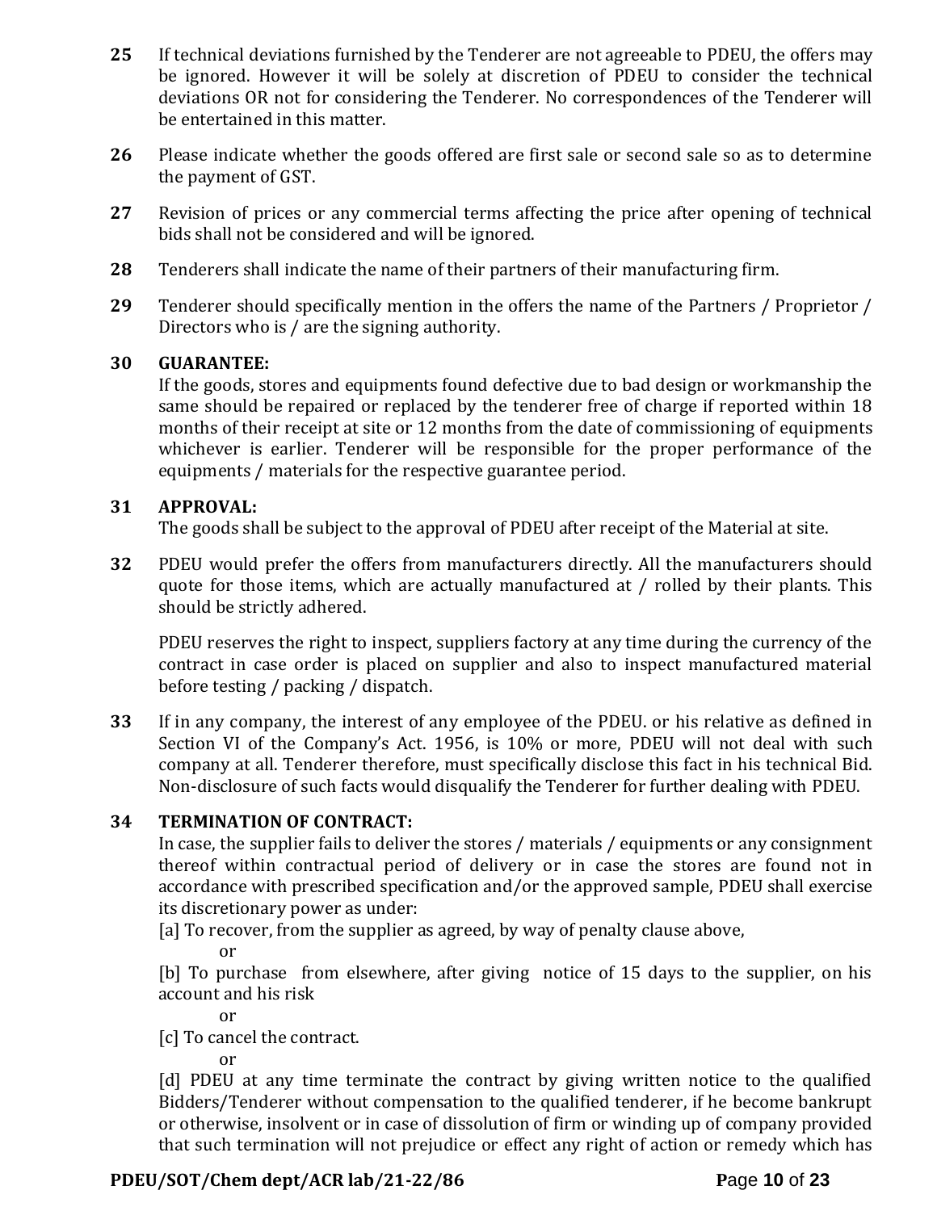**25** If technical deviations furnished by the Tenderer are not agreeable to PDEU, the offers may be ignored. However it will be solely at discretion of PDEU to consider the technical deviations OR not for considering the Tenderer. No correspondences of the Tenderer will be entertained in this matter.

**26** Please indicate whether the goods offered are first sale or second sale so as to determine the payment of GST.

**27** Revision of prices or any commercial terms affecting the price after opening of technical bids shall not be considered and will be ignored.

**28** Tenderers shall indicate the name of their partners of their manufacturing firm.

**29** Tenderer should specifically mention in the offers the name of the Partners / Proprietor / Directors who is / are the signing authority.

**30 GUARANTEE:**

If the goods, stores and equipments found defective due to bad design or workmanship the same should be repaired or replaced by the tenderer free of charge if reported within 18 months of their receipt at site or 12 months from the date of commissioning of equipments whichever is earlier. Tenderer will be responsible for the proper performance of the equipments / materials for the respective guarantee period.

**31 APPROVAL:**

The goods shall be subject to the approval of PDEU after receipt of the Material at site.

**32** PDEU would prefer the offers from manufacturers directly. All the manufacturers should quote for those items, which are actually manufactured at / rolled by their plants. This should be strictly adhered.

PDEU reserves the right to inspect, suppliers factory at any time during the currency of the contract in case order is placed on supplier and also to inspect manufactured material before testing / packing / dispatch.

**33** If in any company, the interest of any employee of the PDEU. or his relative as defined in Section VI of the Company's Act. 1956, is 10% or more, PDEU will not deal with such company at all. Tenderer therefore, must specifically disclose this fact in his technical Bid. Non-disclosure of such facts would disqualify the Tenderer for further dealing with PDEU.

**34 TERMINATION OF CONTRACT:**

In case, the supplier fails to deliver the stores / materials / equipments or any consignment thereof within contractual period of delivery or in case the stores are found not in accordance with prescribed specification and/or the approved sample, PDEU shall exercise its discretionary power as under:

[a] To recover, from the supplier as agreed, by way of penalty clause above,

or

[b] To purchase from elsewhere, after giving notice of 15 days to the supplier, on his account and his risk

or

[c] To cancel the contract.

or

[d] PDEU at any time terminate the contract by giving written notice to the qualified Bidders/Tenderer without compensation to the qualified tenderer, if he become bankrupt or otherwise, insolvent or in case of dissolution of firm or winding up of company provided that such termination will not prejudice or effect any right of action or remedy which has

**PDEU/SOT/Chem dept/ACR lab/21-22/86**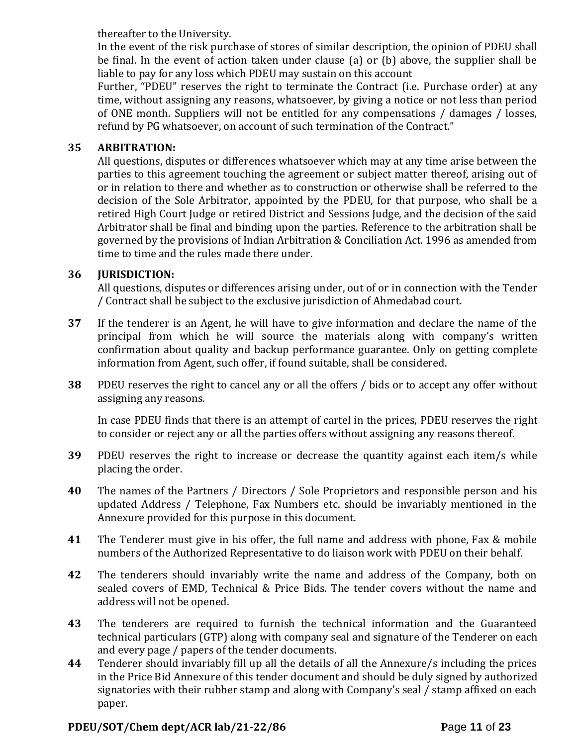thereafter to the University.

In the event of the risk purchase of stores of similar description, the opinion of PDEU shall be final. In the event of action taken under clause (a) or (b) above, the supplier shall be liable to pay for any loss which PDEU may sustain on this account

Further, "PDEU" reserves the right to terminate the Contract (i.e. Purchase order) at any time, without assigning any reasons, whatsoever, by giving a notice or not less than period of ONE month. Suppliers will not be entitled for any compensations / damages / losses, refund by PG whatsoever, on account of such termination of the Contract."

**35 ARBITRATION:**

All questions, disputes or differences whatsoever which may at any time arise between the parties to this agreement touching the agreement or subject matter thereof, arising out of or in relation to there and whether as to construction or otherwise shall be referred to the decision of the Sole Arbitrator, appointed by the PDEU, for that purpose, who shall be a retired High Court Judge or retired District and Sessions Judge, and the decision of the said Arbitrator shall be final and binding upon the parties. Reference to the arbitration shall be governed by the provisions of Indian Arbitration & Conciliation Act. 1996 as amended from time to time and the rules made there under.

**36 JURISDICTION:**

All questions, disputes or differences arising under, out of or in connection with the Tender / Contract shall be subject to the exclusive jurisdiction of Ahmedabad court.

**37** If the tenderer is an Agent, he will have to give information and declare the name of the principal from which he will source the materials along with company's written confirmation about quality and backup performance guarantee. Only on getting complete information from Agent, such offer, if found suitable, shall be considered.

**38** PDEU reserves the right to cancel any or all the offers / bids or to accept any offer without assigning any reasons.

In case PDEU finds that there is an attempt of cartel in the prices, PDEU reserves the right to consider or reject any or all the parties offers without assigning any reasons thereof.

**39** PDEU reserves the right to increase or decrease the quantity against each item/s while placing the order.

**40** The names of the Partners / Directors / Sole Proprietors and responsible person and his updated Address / Telephone, Fax Numbers etc. should be invariably mentioned in the Annexure provided for this purpose in this document.

**41** The Tenderer must give in his offer, the full name and address with phone, Fax & mobile numbers of the Authorized Representative to do liaison work with PDEU on their behalf.

**42** The tenderers should invariably write the name and address of the Company, both on sealed covers of EMD, Technical & Price Bids. The tender covers without the name and address will not be opened.

**43** The tenderers are required to furnish the technical information and the Guaranteed technical particulars (GTP) along with company seal and signature of the Tenderer on each and every page / papers of the tender documents.

**44** Tenderer should invariably fill up all the details of all the Annexure/s including the prices in the Price Bid Annexure of this tender document and should be duly signed by authorized signatories with their rubber stamp and along with Company's seal / stamp affixed on each paper.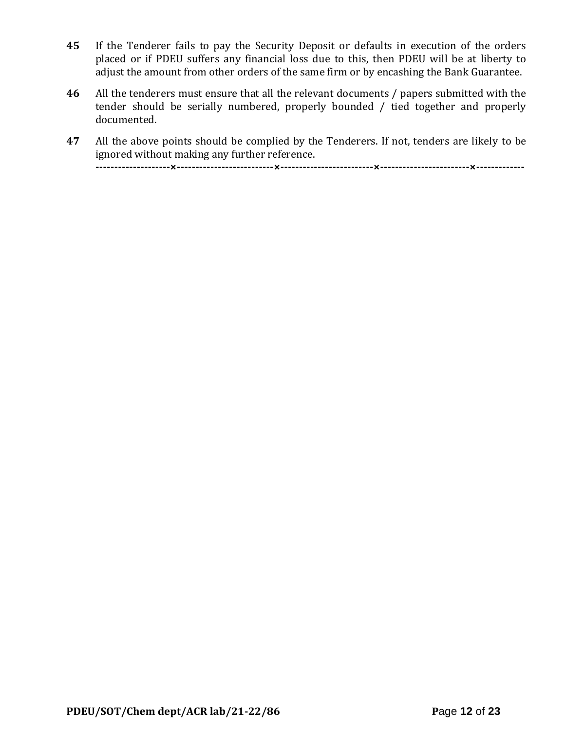**45** If the Tenderer fails to pay the Security Deposit or defaults in execution of the orders placed or if PDEU suffers any financial loss due to this, then PDEU will be at liberty to adjust the amount from other orders of the same firm or by encashing the Bank Guarantee.

**46** All the tenderers must ensure that all the relevant documents / papers submitted with the tender should be serially numbered, properly bounded / tied together and properly documented.

**47** All the above points should be complied by the Tenderers. If not, tenders are likely to be ignored without making any further reference.

**--------------------×--------------------------×-------------------------×------------------------×-------------**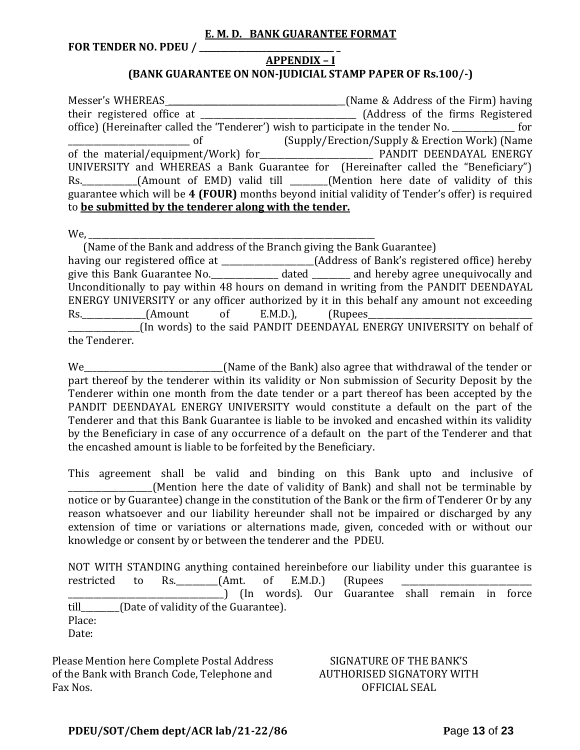**E. M. D. BANK GUARANTEE FORMAT**

**FOR TENDER NO. PDEU / ________________________________ _**

**APPENDIX – I**

**(BANK GUARANTEE ON NON-JUDICIAL STAMP PAPER OF Rs.100/-)**

Messer's WHEREAS____________________________________________(Name & Address of the Firm) having their registered office at ______________________________________ (Address of the firms Registered office) (Hereinafter called the 'Tenderer') wish to participate in the tender No. _______________ for _____________________________ of (Supply/Erection/Supply & Erection Work) (Name of the material/equipment/Work) for___________________________ PANDIT DEENDAYAL ENERGY UNIVERSITY and WHEREAS a Bank Guarantee for (Hereinafter called the "Beneficiary") Rs._____________(Amount of EMD) valid till _________(Mention here date of validity of this guarantee which will be **4 (FOUR)** months beyond initial validity of Tender's offer) is required to **be submitted by the tenderer along with the tender.**

We, ________________________________________________________________________

(Name of the Bank and address of the Branch giving the Bank Guarantee)

having our registered office at ______________________(Address of Bank's registered office) hereby give this Bank Guarantee No.________________ dated _________ and hereby agree unequivocally and Unconditionally to pay within 48 hours on demand in writing from the PANDIT DEENDAYAL ENERGY UNIVERSITY or any officer authorized by it in this behalf any amount not exceeding Rs._______________(Amount of E.M.D.), (Rupees__________________________________________ _________________(In words) to the said PANDIT DEENDAYAL ENERGY UNIVERSITY on behalf of the Tenderer.

We__________________________________(Name of the Bank) also agree that withdrawal of the tender or part thereof by the tenderer within its validity or Non submission of Security Deposit by the Tenderer within one month from the date tender or a part thereof has been accepted by the PANDIT DEENDAYAL ENERGY UNIVERSITY would constitute a default on the part of the Tenderer and that this Bank Guarantee is liable to be invoked and encashed within its validity by the Beneficiary in case of any occurrence of a default on the part of the Tenderer and that the encashed amount is liable to be forfeited by the Beneficiary.

This agreement shall be valid and binding on this Bank upto and inclusive of ___________________(Mention here the date of validity of Bank) and shall not be terminable by notice or by Guarantee) change in the constitution of the Bank or the firm of Tenderer Or by any reason whatsoever and our liability hereunder shall not be impaired or discharged by any extension of time or variations or alternations made, given, conceded with or without our knowledge or consent by or between the tenderer and the PDEU.

NOT WITH STANDING anything contained hereinbefore our liability under this guarantee is restricted to Rs.__________(Amt. of E.M.D.) (Rupees ________________________________ ______________________________________) (In words). Our Guarantee shall remain in force till_________(Date of validity of the Guarantee).

Place:

Date:

Please Mention here Complete Postal Address of the Bank with Branch Code, Telephone and Fax Nos.

SIGNATURE OF THE BANK'S AUTHORISED SIGNATORY WITH OFFICIAL SEAL

PDEU/SOT/Chem dept/ACR lab/21-22/86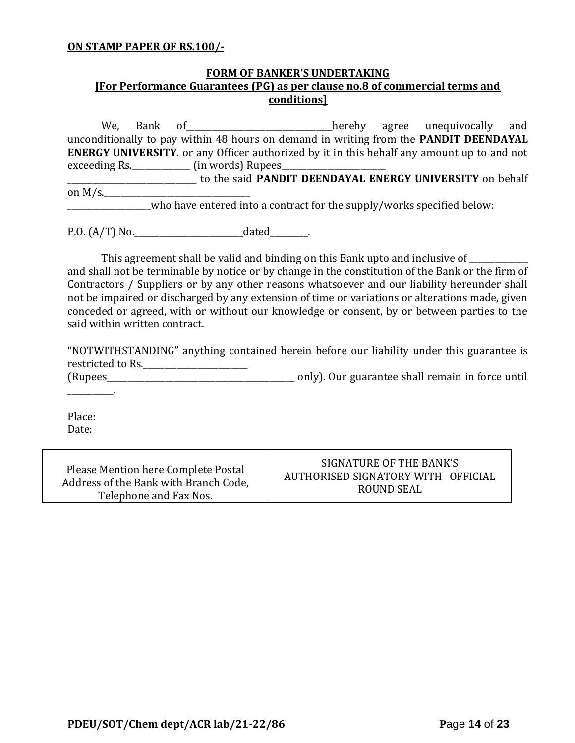**ON STAMP PAPER OF RS.100/-**

**FORM OF BANKER'S UNDERTAKING**
**[For Performance Guarantees (PG) as per clause no.8 of commercial terms and conditions]**

We, Bank of___________________________________hereby agree unequivocally and unconditionally to pay within 48 hours on demand in writing from the **PANDIT DEENDAYAL ENERGY UNIVERSITY**. or any Officer authorized by it in this behalf any amount up to and not exceeding Rs.______________ (in words) Rupees_________________________ ________________________________ to the said **PANDIT DEENDAYAL ENERGY UNIVERSITY** on behalf on M/s.____________________________________ ____________________who have entered into a contract for the supply/works specified below:

P.O. (A/T) No.___________________________dated_________.

This agreement shall be valid and binding on this Bank upto and inclusive of ______________ and shall not be terminable by notice or by change in the constitution of the Bank or the firm of Contractors / Suppliers or by any other reasons whatsoever and our liability hereunder shall not be impaired or discharged by any extension of time or variations or alterations made, given conceded or agreed, with or without our knowledge or consent, by or between parties to the said within written contract.

"NOTWITHSTANDING" anything contained herein before our liability under this guarantee is restricted to Rs.__________________________ (Rupees_______________________________________________ only). Our guarantee shall remain in force until ___________.

Place:
Date:

| Please Mention here Complete Postal Address of the Bank with Branch Code, Telephone and Fax Nos. | SIGNATURE OF THE BANK'S AUTHORISED SIGNATORY WITH OFFICIAL ROUND SEAL |
|---|---|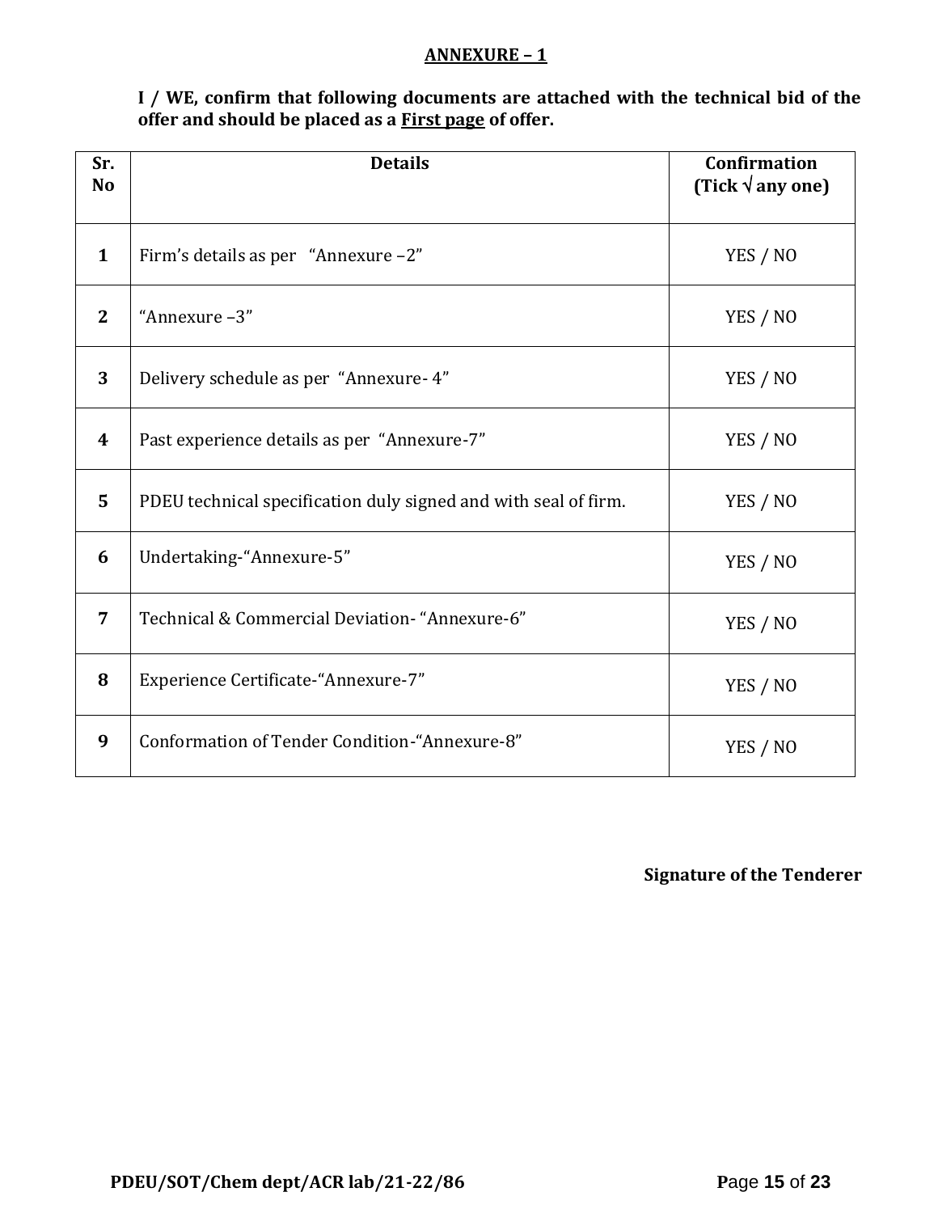## ANNEXURE – 1

**I / WE, confirm that following documents are attached with the technical bid of the offer and should be placed as a First page of offer.**

| Sr. No | Details | Confirmation (Tick √ any one) |
|---|---|---|
| 1 | Firm's details as per "Annexure –2" | YES / NO |
| 2 | "Annexure –3" | YES / NO |
| 3 | Delivery schedule as per "Annexure- 4" | YES / NO |
| 4 | Past experience details as per "Annexure-7" | YES / NO |
| 5 | PDEU technical specification duly signed and with seal of firm. | YES / NO |
| 6 | Undertaking-"Annexure-5" | YES / NO |
| 7 | Technical & Commercial Deviation- "Annexure-6" | YES / NO |
| 8 | Experience Certificate-"Annexure-7" | YES / NO |
| 9 | Conformation of Tender Condition-"Annexure-8" | YES / NO |

**Signature of the Tenderer**

**PDEU/SOT/Chem dept/ACR lab/21-22/86**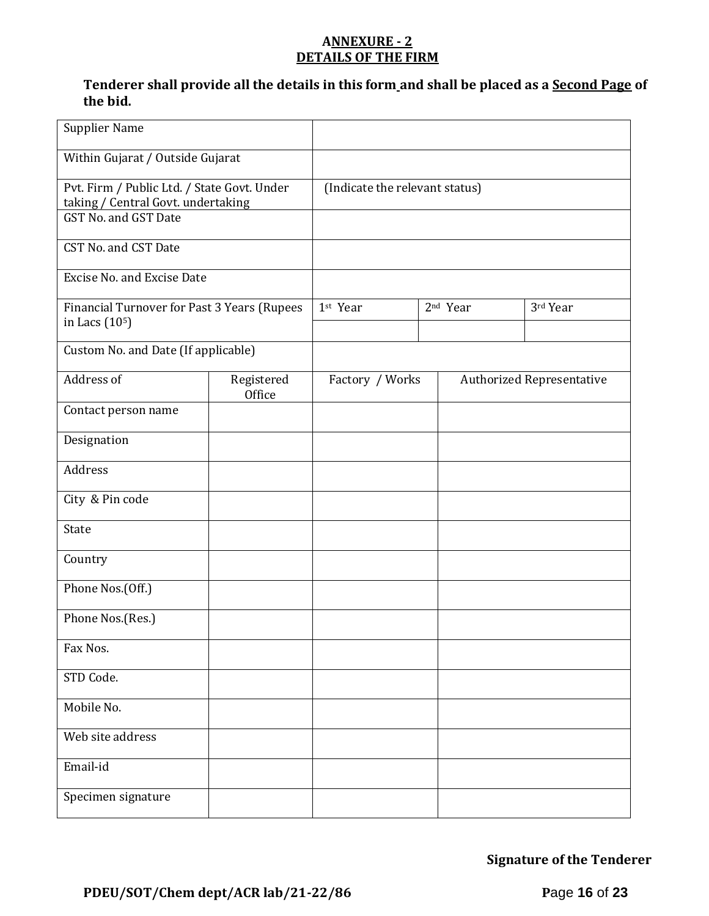## ANNEXURE - 2
## DETAILS OF THE FIRM

**Tenderer shall provide all the details in this form and shall be placed as a Second Page of the bid.**

| | | | | |
|---|---|---|---|---|
| Supplier Name | | | | |
| Within Gujarat / Outside Gujarat | | | | |
| Pvt. Firm / Public Ltd. / State Govt. Under taking / Central Govt. undertaking | | (Indicate the relevant status) | | |
| GST No. and GST Date | | | | |
| CST No. and CST Date | | | | |
| Excise No. and Excise Date | | | | |
| Financial Turnover for Past 3 Years (Rupees in Lacs ($10^5$) | | 1st Year | 2nd Year | 3rd Year |
| | | | | |
| Custom No. and Date (If applicable) | | | | |
| Address of | Registered Office | Factory / Works | Authorized Representative | |
| Contact person name | | | | |
| Designation | | | | |
| Address | | | | |
| City & Pin code | | | | |
| State | | | | |
| Country | | | | |
| Phone Nos.(Off.) | | | | |
| Phone Nos.(Res.) | | | | |
| Fax Nos. | | | | |
| STD Code. | | | | |
| Mobile No. | | | | |
| Web site address | | | | |
| Email-id | | | | |
| Specimen signature | | | | |

**Signature of the Tenderer**

**PDEU/SOT/Chem dept/ACR lab/21-22/86**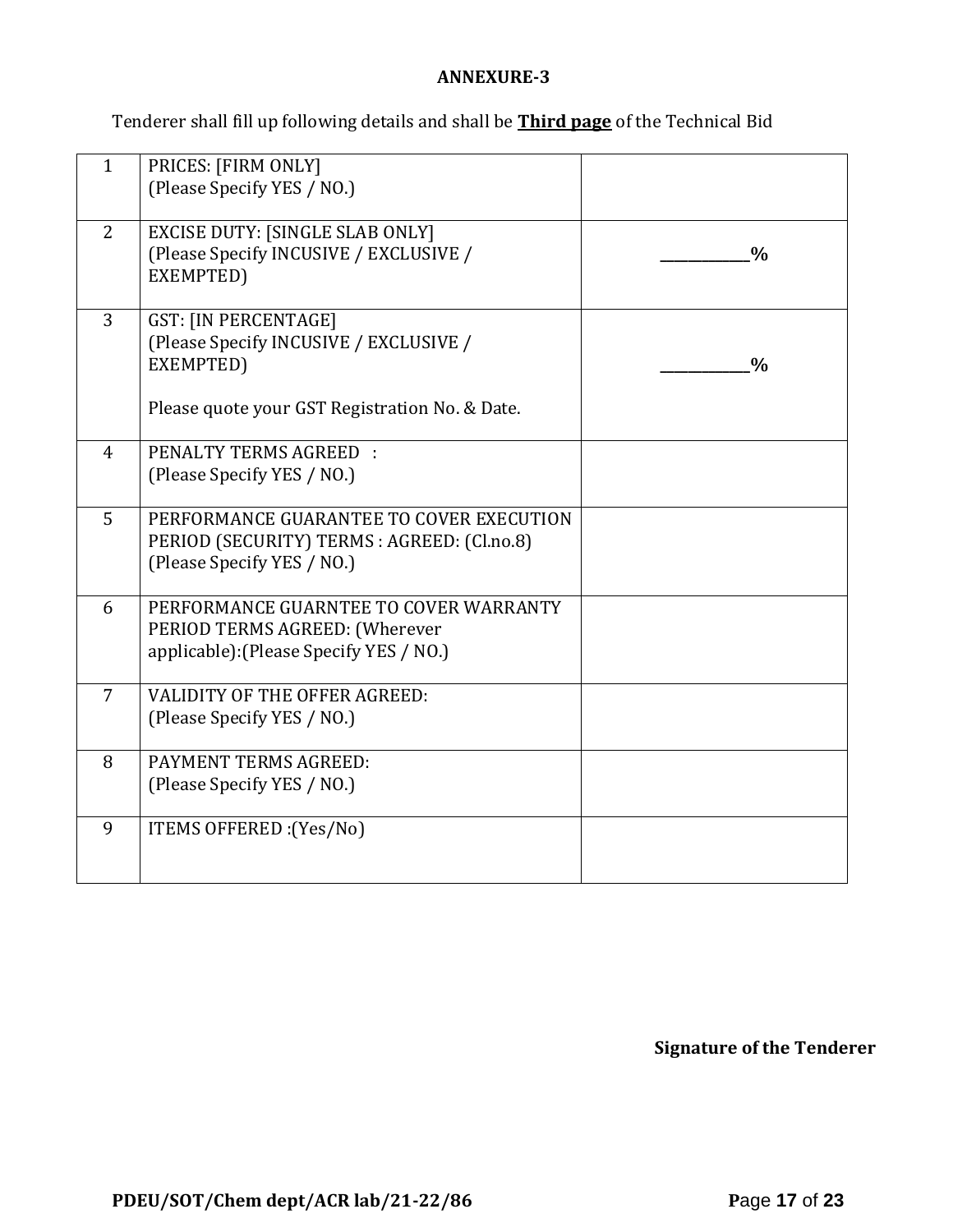**ANNEXURE-3**

Tenderer shall fill up following details and shall be **Third page** of the Technical Bid

| | | |
|---|---|---|
| 1 | PRICES: [FIRM ONLY]<br>(Please Specify YES / NO.) | |
| 2 | EXCISE DUTY: [SINGLE SLAB ONLY]<br>(Please Specify INCUSIVE / EXCLUSIVE / EXEMPTED) | **__________%** |
| 3 | GST: [IN PERCENTAGE]<br>(Please Specify INCUSIVE / EXCLUSIVE / EXEMPTED)<br><br>Please quote your GST Registration No. & Date. | **__________%** |
| 4 | PENALTY TERMS AGREED :<br>(Please Specify YES / NO.) | |
| 5 | PERFORMANCE GUARANTEE TO COVER EXECUTION PERIOD (SECURITY) TERMS : AGREED: (Cl.no.8)<br>(Please Specify YES / NO.) | |
| 6 | PERFORMANCE GUARNTEE TO COVER WARRANTY PERIOD TERMS AGREED: (Wherever applicable):(Please Specify YES / NO.) | |
| 7 | VALIDITY OF THE OFFER AGREED:<br>(Please Specify YES / NO.) | |
| 8 | PAYMENT TERMS AGREED:<br>(Please Specify YES / NO.) | |
| 9 | ITEMS OFFERED :(Yes/No) | |

**Signature of the Tenderer**

**PDEU/SOT/Chem dept/ACR lab/21-22/86**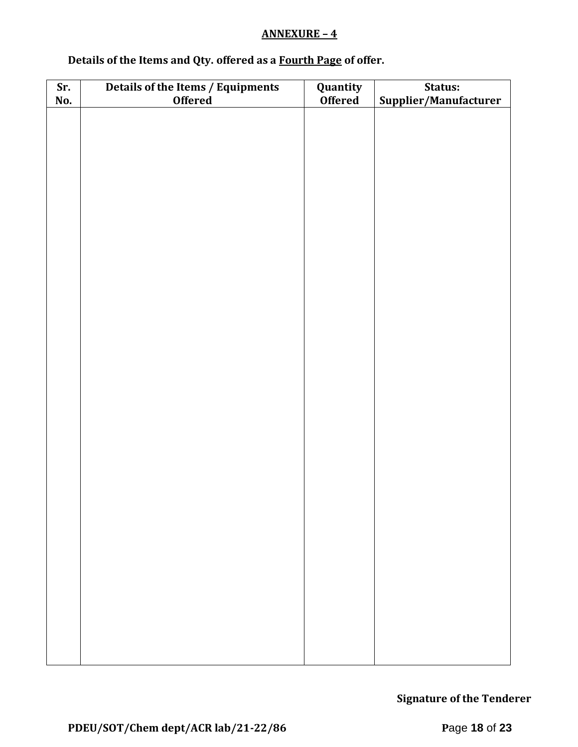**ANNEXURE – 4**

**Details of the Items and Qty. offered as a Fourth Page of offer.**

| Sr. No. | Details of the Items / Equipments Offered | Quantity Offered | Status: Supplier/Manufacturer |
|---|---|---|---|
| | | | |

**Signature of the Tenderer**

**PDEU/SOT/Chem dept/ACR lab/21-22/86**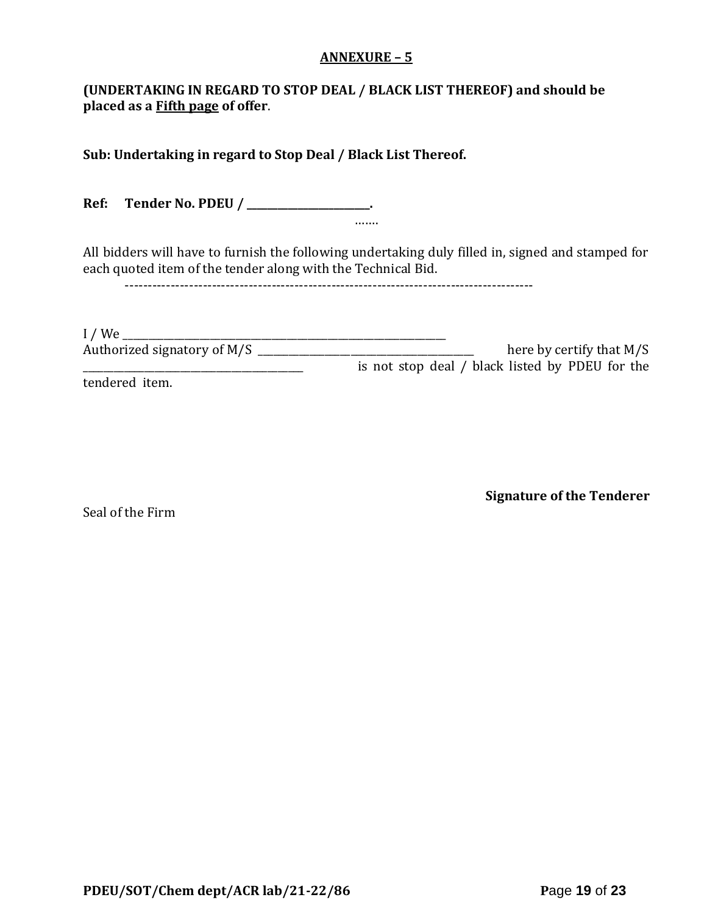## ANNEXURE – 5

**(UNDERTAKING IN REGARD TO STOP DEAL / BLACK LIST THEREOF) and should be placed as a Fifth page of offer**.

**Sub: Undertaking in regard to Stop Deal / Black List Thereof.**

**Ref: Tender No. PDEU / \_\_\_\_\_\_\_\_\_\_\_\_\_\_\_\_\_\_\_\_\_\_\_\_\_.**

…….

All bidders will have to furnish the following undertaking duly filled in, signed and stamped for each quoted item of the tender along with the Technical Bid.

------------------------------------------------------------------------------------------

I / We \_\_\_\_\_\_\_\_\_\_\_\_\_\_\_\_\_\_\_\_\_\_\_\_\_\_\_\_\_\_\_\_\_\_\_\_\_\_\_\_\_\_\_\_\_\_\_\_\_\_\_\_\_\_\_\_\_\_\_\_\_\_\_\_\_\_\_
Authorized signatory of M/S \_\_\_\_\_\_\_\_\_\_\_\_\_\_\_\_\_\_\_\_\_\_\_\_\_\_\_\_\_\_\_\_\_\_\_\_\_\_\_\_\_\_\_\_ here by certify that M/S \_\_\_\_\_\_\_\_\_\_\_\_\_\_\_\_\_\_\_\_\_\_\_\_\_\_\_\_\_\_\_\_\_\_\_\_\_\_\_\_\_\_\_\_ is not stop deal / black listed by PDEU for the tendered item.

**Signature of the Tenderer**

Seal of the Firm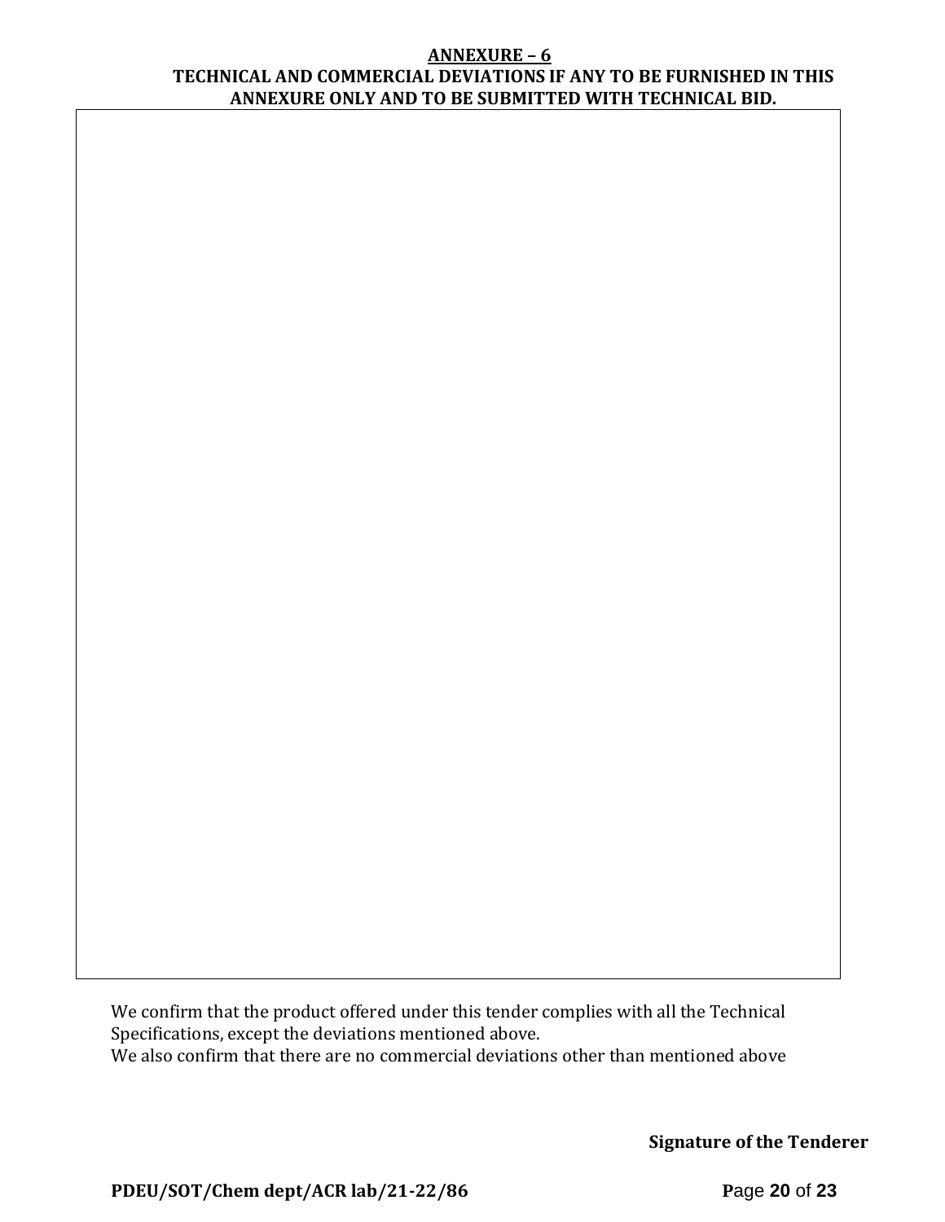## ANNEXURE – 6

### TECHNICAL AND COMMERCIAL DEVIATIONS IF ANY TO BE FURNISHED IN THIS ANNEXURE ONLY AND TO BE SUBMITTED WITH TECHNICAL BID.

We confirm that the product offered under this tender complies with all the Technical Specifications, except the deviations mentioned above.

We also confirm that there are no commercial deviations other than mentioned above

**Signature of the Tenderer**

**PDEU/SOT/Chem dept/ACR lab/21-22/86**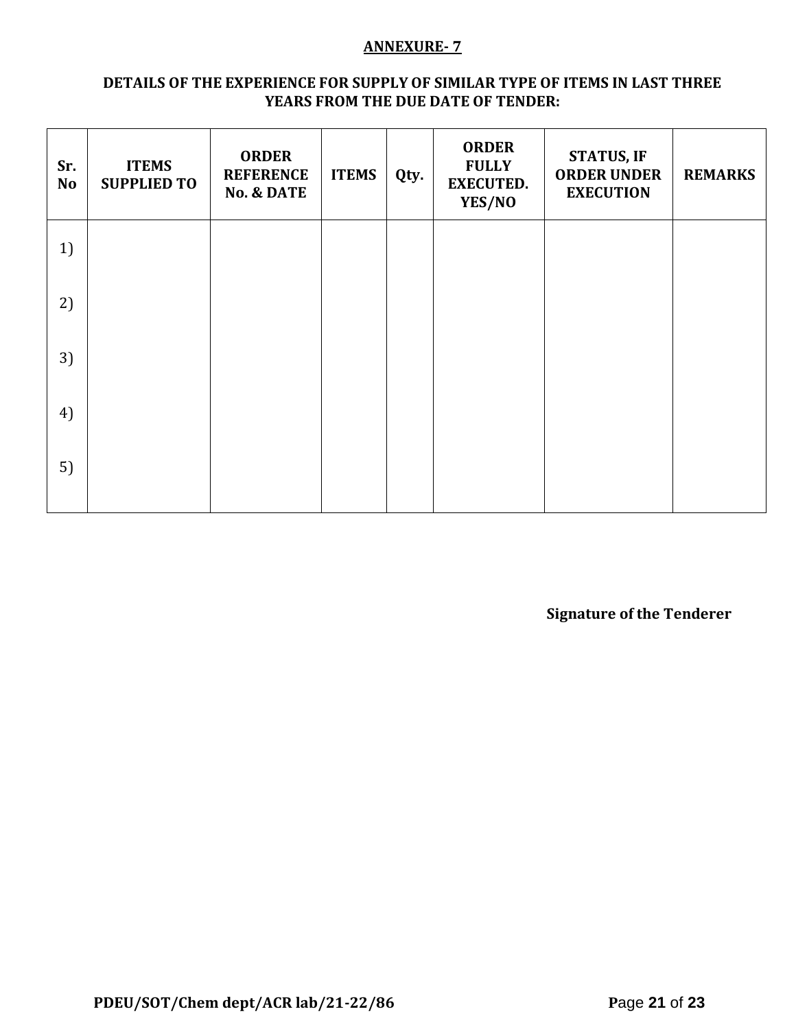**ANNEXURE- 7**

**DETAILS OF THE EXPERIENCE FOR SUPPLY OF SIMILAR TYPE OF ITEMS IN LAST THREE YEARS FROM THE DUE DATE OF TENDER:**

| Sr. No | ITEMS SUPPLIED TO | ORDER REFERENCE No. & DATE | ITEMS | Qty. | ORDER FULLY EXECUTED. YES/NO | STATUS, IF ORDER UNDER EXECUTION | REMARKS |
|---|---|---|---|---|---|---|---|
| 1) | | | | | | | |
| 2) | | | | | | | |
| 3) | | | | | | | |
| 4) | | | | | | | |
| 5) | | | | | | | |

**Signature of the Tenderer**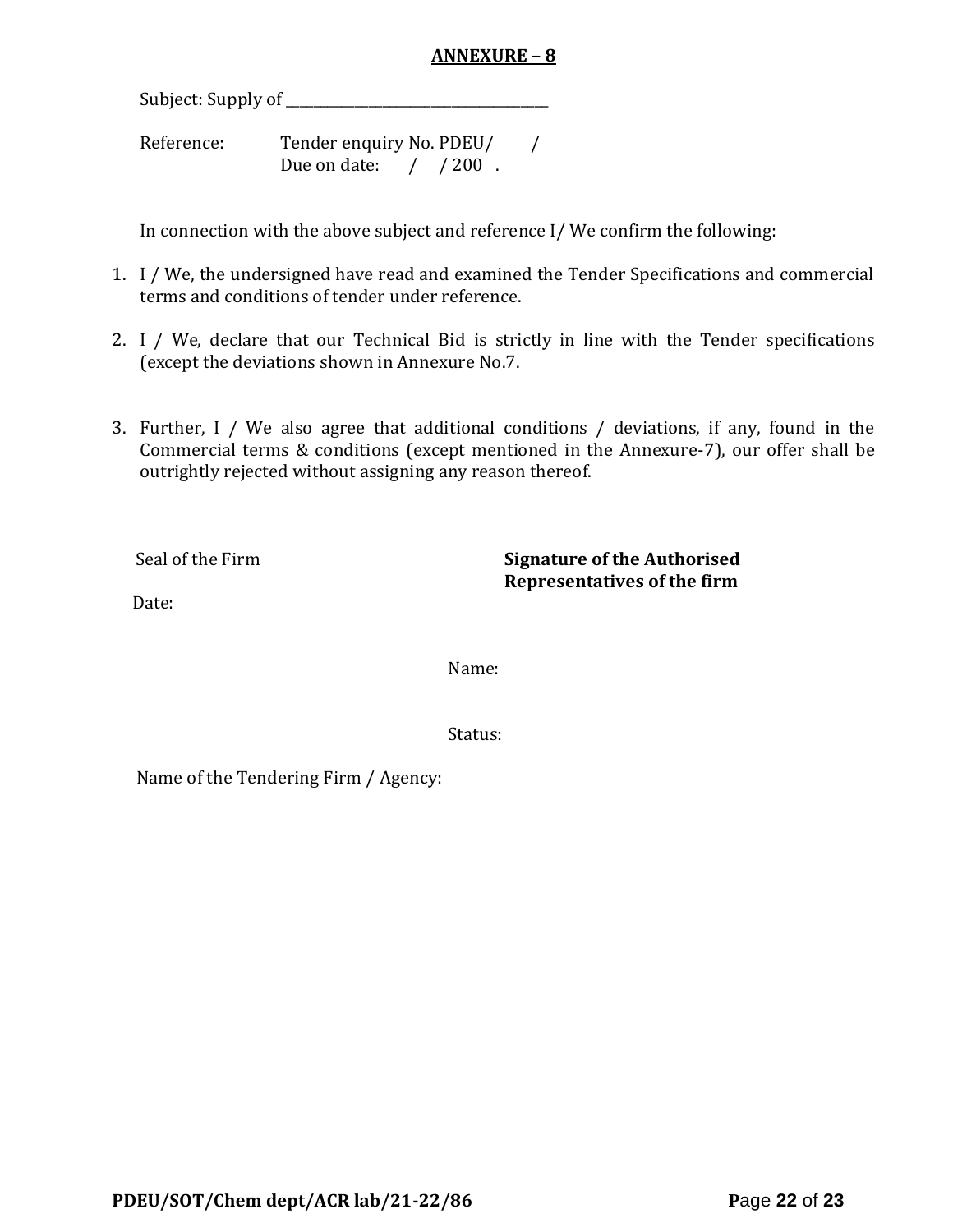## ANNEXURE – 8

Subject: Supply of \_\_\_\_\_\_\_\_\_\_\_\_\_\_\_\_\_\_\_\_\_\_\_\_\_\_\_\_\_\_\_\_\_\_\_\_\_\_\_

Reference: Tender enquiry No. PDEU/ /
Due on date: / / 200 .

In connection with the above subject and reference I/ We confirm the following:

1. I / We, the undersigned have read and examined the Tender Specifications and commercial terms and conditions of tender under reference.

2. I / We, declare that our Technical Bid is strictly in line with the Tender specifications (except the deviations shown in Annexure No.7.

3. Further, I / We also agree that additional conditions / deviations, if any, found in the Commercial terms & conditions (except mentioned in the Annexure-7), our offer shall be outrightly rejected without assigning any reason thereof.

Seal of the Firm

Date:

**Signature of the Authorised Representatives of the firm**

Name:

Status:

Name of the Tendering Firm / Agency: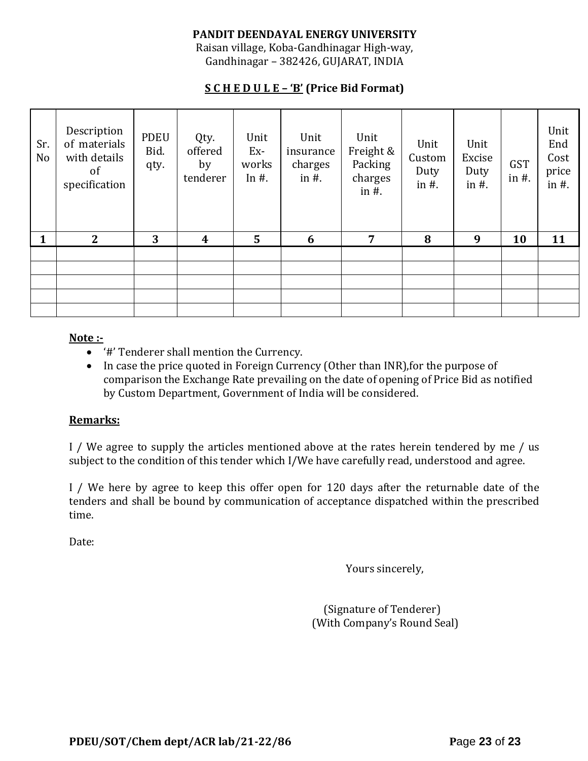**PANDIT DEENDAYAL ENERGY UNIVERSITY**
Raisan village, Koba-Gandhinagar High-way,
Gandhinagar – 382426, GUJARAT, INDIA

## S C H E D U L E – 'B' (Price Bid Format)

| Sr. No | Description of materials with details of specification | PDEU Bid. qty. | Qty. offered by tenderer | Unit Ex-works In #. | Unit insurance charges in #. | Unit Freight & Packing charges in #. | Unit Custom Duty in #. | Unit Excise Duty in #. | GST in #. | Unit End Cost price in #. |
|---|---|---|---|---|---|---|---|---|---|---|
| **1** | **2** | **3** | **4** | **5** | **6** | **7** | **8** | **9** | **10** | **11** |
| | | | | | | | | | | |
| | | | | | | | | | | |
| | | | | | | | | | | |
| | | | | | | | | | | |
| | | | | | | | | | | |

**Note :-**

- '#' Tenderer shall mention the Currency.
- In case the price quoted in Foreign Currency (Other than INR),for the purpose of comparison the Exchange Rate prevailing on the date of opening of Price Bid as notified by Custom Department, Government of India will be considered.

**Remarks:**

I / We agree to supply the articles mentioned above at the rates herein tendered by me / us subject to the condition of this tender which I/We have carefully read, understood and agree.

I / We here by agree to keep this offer open for 120 days after the returnable date of the tenders and shall be bound by communication of acceptance dispatched within the prescribed time.

Date:

Yours sincerely,

(Signature of Tenderer)
(With Company's Round Seal)

PDEU/SOT/Chem dept/ACR lab/21-22/86